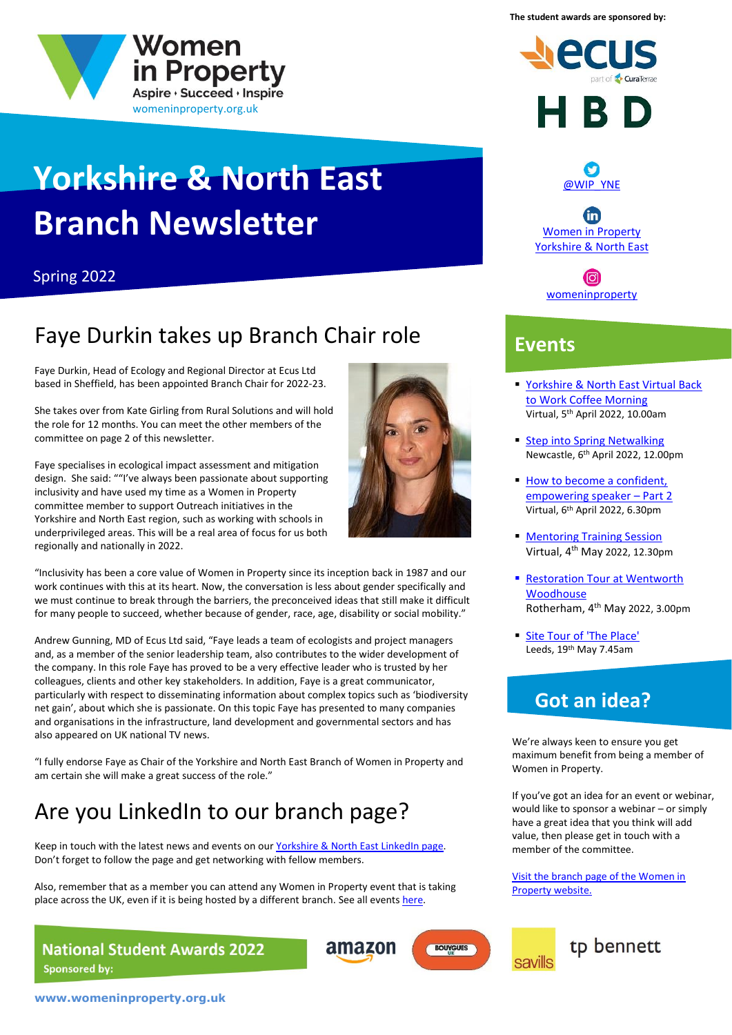Women in Property

Aspire • Succeed • Inspire

womeninproperty.org.uk

# Yorkshire & North East Branch Newsletter

Spring 2022

## Faye Durkin takes up Branch Chair role

Faye Durkin, Head of Ecology and Regional Director at Ecus Ltd based in Sheffield, has been appointed Branch Chair for 2022-23.

She takes over from Kate Girling from Rural Solutions and will hold the role for 12 months. You can meet the other members of the committee on page 2 of this newsletter.

Faye specialises in ecological impact assessment and mitigation design. She said: ""I've always been passionate about supporting inclusivity and have used my time as a Women in Property committee member to support Outreach initiatives in the Yorkshire and North East region, such as working with schools in underprivileged areas. This will be a real area of focus for us both regionally and nationally in 2022.

"Inclusivity has been a core value of Women in Property since its inception back in 1987 and our work continues with this at its heart. Now, the conversation is less about gender specifically and we must continue to break through the barriers, the preconceived ideas that still make it difficult for many people to succeed, whether because of gender, race, age, disability or social mobility."

Andrew Gunning, MD of Ecus Ltd said, "Faye leads a team of ecologists and project managers and, as a member of the senior leadership team, also contributes to the wider development of the company. In this role Faye has proved to be a very effective leader who is trusted by her colleagues, clients and other key stakeholders. In addition, Faye is a great communicator, particularly with respect to disseminating information about complex topics such as 'biodiversity net gain', about which she is passionate. On this topic Faye has presented to many companies and organisations in the infrastructure, land development and governmental sectors and has also appeared on UK national TV news.

"I fully endorse Faye as Chair of the Yorkshire and North East Branch of Women in Property and am certain she will make a great success of the role."

## Are you LinkedIn to our branch page?

Keep in touch with the latest news and events on our Yorkshire & North East LinkedIn page. Don't forget to follow the page and get networking with fellow members.

Also, remember that as a member you can attend any Women in Property event that is taking place across the UK, even if it is being hosted by a different branch. See all events here.

**National Student Awards 2022**

**Sponsored by:** amazon, Bouygues UK, savills, tp bennett

The student awards are sponsored by: ecus (part of CuraTerrae), HBD

@WIP_YNE

Women in Property Yorkshire & North East

womeninproperty

## Events

- Yorkshire & North East Virtual Back to Work Coffee Morning
  Virtual, 5th April 2022, 10.00am
- Step into Spring Netwalking
  Newcastle, 6th April 2022, 12.00pm
- How to become a confident, empowering speaker – Part 2
  Virtual, 6th April 2022, 6.30pm
- Mentoring Training Session
  Virtual, 4th May 2022, 12.30pm
- Restoration Tour at Wentworth Woodhouse
  Rotherham, 4th May 2022, 3.00pm
- Site Tour of 'The Place'
  Leeds, 19th May 7.45am

## Got an idea?

We're always keen to ensure you get maximum benefit from being a member of Women in Property.

If you've got an idea for an event or webinar, would like to sponsor a webinar – or simply have a great idea that you think will add value, then please get in touch with a member of the committee.

Visit the branch page of the Women in Property website.

www.womeninproperty.org.uk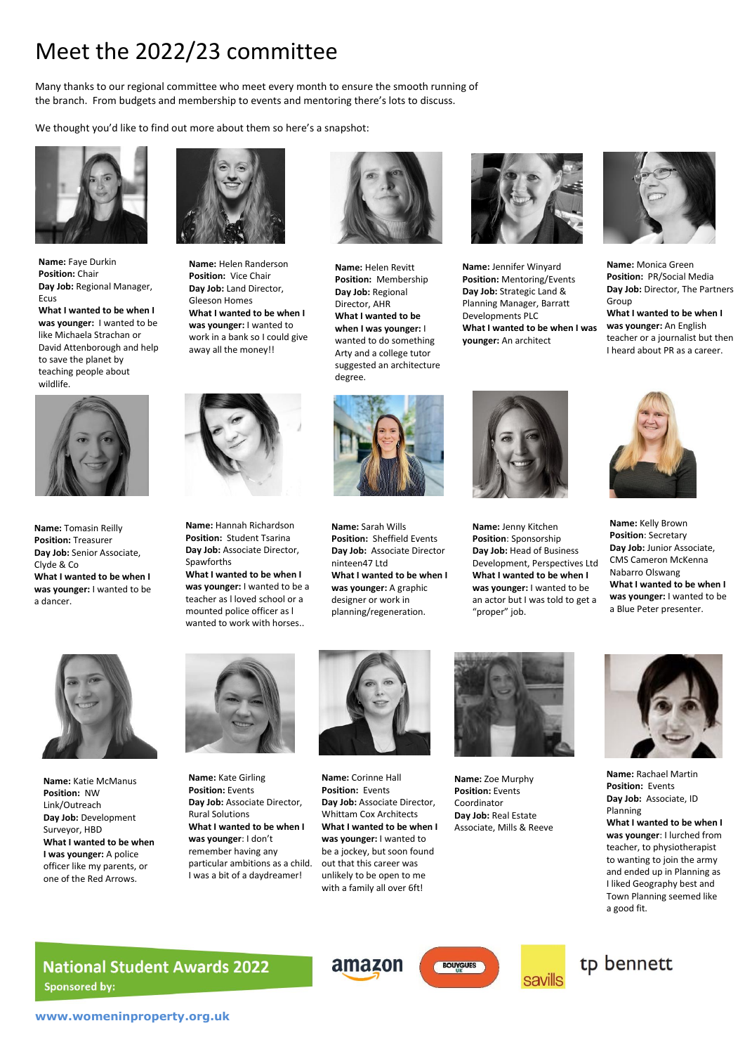# Meet the 2022/23 committee

Many thanks to our regional committee who meet every month to ensure the smooth running of the branch. From budgets and membership to events and mentoring there's lots to discuss.

We thought you'd like to find out more about them so here's a snapshot:

**Name:** Faye Durkin
**Position:** Chair
**Day Job:** Regional Manager, Ecus
**What I wanted to be when I was younger:** I wanted to be like Michaela Strachan or David Attenborough and help to save the planet by teaching people about wildlife.

**Name:** Helen Randerson
**Position:** Vice Chair
**Day Job:** Land Director, Gleeson Homes
**What I wanted to be when I was younger:** I wanted to work in a bank so I could give away all the money!!

**Name:** Helen Revitt
**Position:** Membership
**Day Job:** Regional Director, AHR
**What I wanted to be when I was younger:** I wanted to do something Arty and a college tutor suggested an architecture degree.

**Name:** Jennifer Winyard
**Position:** Mentoring/Events
**Day Job:** Strategic Land & Planning Manager, Barratt Developments PLC
**What I wanted to be when I was younger:** An architect

**Name:** Monica Green
**Position:** PR/Social Media
**Day Job:** Director, The Partners Group
**What I wanted to be when I was younger:** An English teacher or a journalist but then I heard about PR as a career.

**Name:** Tomasin Reilly
**Position:** Treasurer
**Day Job:** Senior Associate, Clyde & Co
**What I wanted to be when I was younger:** I wanted to be a dancer.

**Name:** Hannah Richardson
**Position:** Student Tsarina
**Day Job:** Associate Director, Spawforths
**What I wanted to be when I was younger:** I wanted to be a teacher as I loved school or a mounted police officer as I wanted to work with horses..

**Name:** Sarah Wills
**Position:** Sheffield Events
**Day Job:** Associate Director nineteen47 Ltd
**What I wanted to be when I was younger:** A graphic designer or work in planning/regeneration.

**Name:** Jenny Kitchen
**Position:** Sponsorship
**Day Job:** Head of Business Development, Perspectives Ltd
**What I wanted to be when I was younger:** I wanted to be an actor but I was told to get a "proper" job.

**Name:** Kelly Brown
**Position:** Secretary
**Day Job:** Junior Associate, CMS Cameron McKenna Nabarro Olswang
**What I wanted to be when I was younger:** I wanted to be a Blue Peter presenter.

**Name:** Katie McManus
**Position:** NW Link/Outreach
**Day Job:** Development Surveyor, HBD
**What I wanted to be when I was younger:** A police officer like my parents, or one of the Red Arrows.

**Name:** Kate Girling
**Position:** Events
**Day Job:** Associate Director, Rural Solutions
**What I wanted to be when I was younger**: I don't remember having any particular ambitions as a child. I was a bit of a daydreamer!

**Name:** Corinne Hall
**Position:** Events
**Day Job:** Associate Director, Whittam Cox Architects
**What I wanted to be when I was younger:** I wanted to be a jockey, but soon found out that this career was unlikely to be open to me with a family all over 6ft!

**Name:** Zoe Murphy
**Position:** Events Coordinator
**Day Job:** Real Estate Associate, Mills & Reeve

**Name:** Rachael Martin
**Position:** Events
**Day Job:** Associate, ID Planning
**What I wanted to be when I was younger**: I lurched from teacher, to physiotherapist to wanting to join the army and ended up in Planning as I liked Geography best and Town Planning seemed like a good fit.

**National Student Awards 2022**
**Sponsored by:**

amazon | BOUYGUES UK | savills | tp bennett

**www.womeninproperty.org.uk**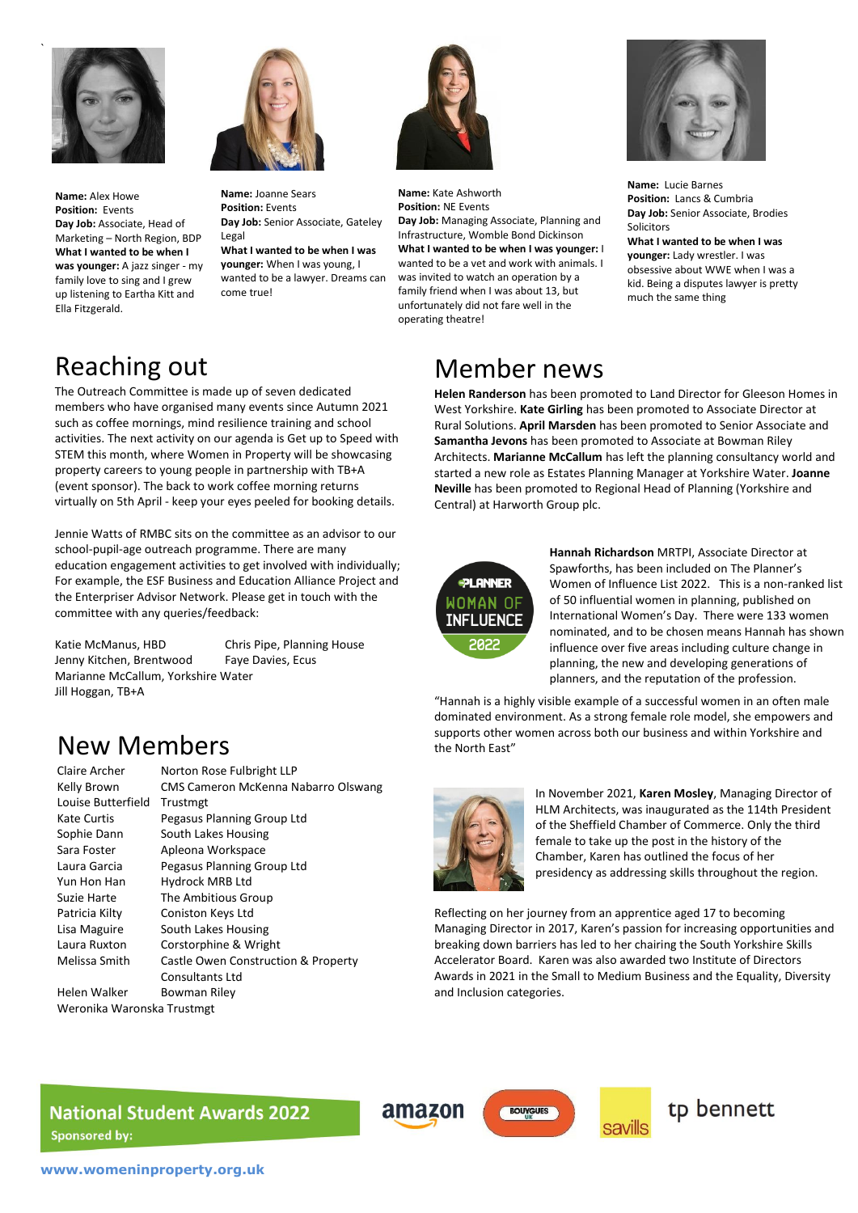**Name:** Alex Howe
**Position:** Events
**Day Job:** Associate, Head of Marketing – North Region, BDP
**What I wanted to be when I was younger:** A jazz singer - my family love to sing and I grew up listening to Eartha Kitt and Ella Fitzgerald.

**Name:** Joanne Sears
**Position:** Events
**Day Job:** Senior Associate, Gateley Legal
**What I wanted to be when I was younger:** When I was young, I wanted to be a lawyer. Dreams can come true!

**Name:** Kate Ashworth
**Position:** NE Events
**Day Job:** Managing Associate, Planning and Infrastructure, Womble Bond Dickinson
**What I wanted to be when I was younger:** I wanted to be a vet and work with animals. I was invited to watch an operation by a family friend when I was about 13, but unfortunately did not fare well in the operating theatre!

**Name:** Lucie Barnes
**Position:** Lancs & Cumbria
**Day Job:** Senior Associate, Brodies Solicitors
**What I wanted to be when I was younger:** Lady wrestler. I was obsessive about WWE when I was a kid. Being a disputes lawyer is pretty much the same thing

# Reaching out

The Outreach Committee is made up of seven dedicated members who have organised many events since Autumn 2021 such as coffee mornings, mind resilience training and school activities. The next activity on our agenda is Get up to Speed with STEM this month, where Women in Property will be showcasing property careers to young people in partnership with TB+A (event sponsor). The back to work coffee morning returns virtually on 5th April - keep your eyes peeled for booking details.

Jennie Watts of RMBC sits on the committee as an advisor to our school-pupil-age outreach programme. There are many education engagement activities to get involved with individually; For example, the ESF Business and Education Alliance Project and the Enterpriser Advisor Network. Please get in touch with the committee with any queries/feedback:

Katie McManus, HBD
Chris Pipe, Planning House
Jenny Kitchen, Brentwood
Faye Davies, Ecus
Marianne McCallum, Yorkshire Water
Jill Hoggan, TB+A

# New Members

| | |
|---|---|
| Claire Archer | Norton Rose Fulbright LLP |
| Kelly Brown | CMS Cameron McKenna Nabarro Olswang |
| Louise Butterfield | Trustmgt |
| Kate Curtis | Pegasus Planning Group Ltd |
| Sophie Dann | South Lakes Housing |
| Sara Foster | Apleona Workspace |
| Laura Garcia | Pegasus Planning Group Ltd |
| Yun Hon Han | Hydrock MRB Ltd |
| Suzie Harte | The Ambitious Group |
| Patricia Kilty | Coniston Keys Ltd |
| Lisa Maguire | South Lakes Housing |
| Laura Ruxton | Corstorphine & Wright |
| Melissa Smith | Castle Owen Construction & Property Consultants Ltd |
| Helen Walker | Bowman Riley |
| Weronika Waronska | Trustmgt |

# Member news

**Helen Randerson** has been promoted to Land Director for Gleeson Homes in West Yorkshire. **Kate Girling** has been promoted to Associate Director at Rural Solutions. **April Marsden** has been promoted to Senior Associate and **Samantha Jevons** has been promoted to Associate at Bowman Riley Architects. **Marianne McCallum** has left the planning consultancy world and started a new role as Estates Planning Manager at Yorkshire Water. **Joanne Neville** has been promoted to Regional Head of Planning (Yorkshire and Central) at Harworth Group plc.

**Hannah Richardson** MRTPI, Associate Director at Spawforths, has been included on The Planner's Women of Influence List 2022. This is a non-ranked list of 50 influential women in planning, published on International Women's Day. There were 133 women nominated, and to be chosen means Hannah has shown influence over five areas including culture change in planning, the new and developing generations of planners, and the reputation of the profession.

"Hannah is a highly visible example of a successful women in an often male dominated environment. As a strong female role model, she empowers and supports other women across both our business and within Yorkshire and the North East"

In November 2021, **Karen Mosley**, Managing Director of HLM Architects, was inaugurated as the 114th President of the Sheffield Chamber of Commerce. Only the third female to take up the post in the history of the Chamber, Karen has outlined the focus of her presidency as addressing skills throughout the region.

Reflecting on her journey from an apprentice aged 17 to becoming Managing Director in 2017, Karen's passion for increasing opportunities and breaking down barriers has led to her chairing the South Yorkshire Skills Accelerator Board. Karen was also awarded two Institute of Directors Awards in 2021 in the Small to Medium Business and the Equality, Diversity and Inclusion categories.

**National Student Awards 2022**
**Sponsored by:**

www.womeninproperty.org.uk